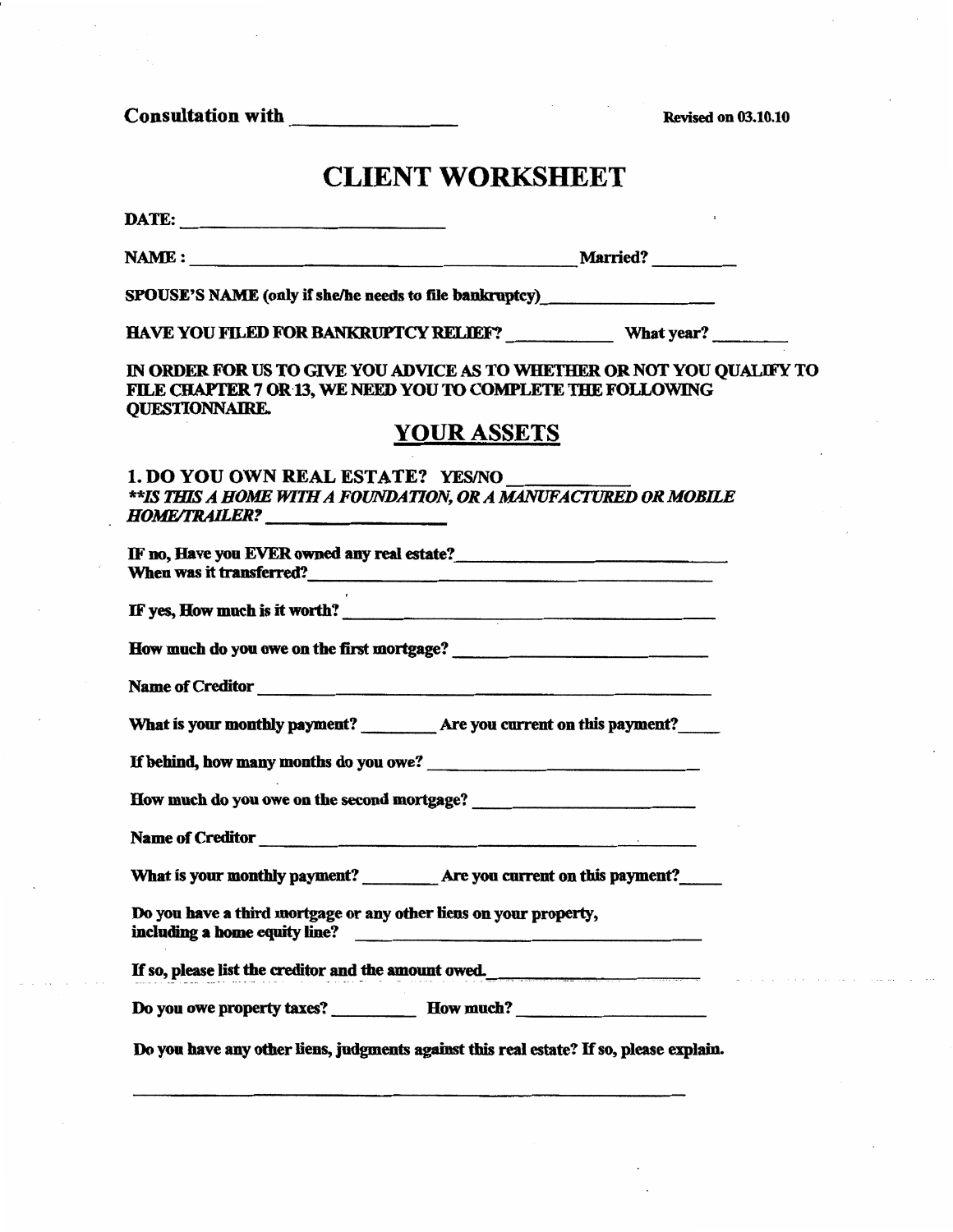**Consultation with** \_\_\_\_\_\_\_\_\_\_\_\_\_\_\_\_ **Revised on 03.10.10**

# CLIENT WORKSHEET

**DATE:** \_\_\_\_\_\_\_\_\_\_\_\_\_\_\_\_\_\_\_\_\_\_\_\_\_\_

**NAME :** \_\_\_\_\_\_\_\_\_\_\_\_\_\_\_\_\_\_\_\_\_\_\_\_\_\_\_\_\_\_\_\_\_\_\_\_\_\_\_\_ **Married?** \_\_\_\_\_\_\_\_\_

**SPOUSE'S NAME (only if she/he needs to file bankruptcy)**\_\_\_\_\_\_\_\_\_\_\_\_\_\_\_\_\_\_\_\_

**HAVE YOU FILED FOR BANKRUPTCY RELIEF?** \_\_\_\_\_\_\_\_\_\_\_ **What year?** \_\_\_\_\_\_\_\_

**IN ORDER FOR US TO GIVE YOU ADVICE AS TO WHETHER OR NOT YOU QUALIFY TO FILE CHAPTER 7 OR 13, WE NEED YOU TO COMPLETE THE FOLLOWING QUESTIONNAIRE.**

## YOUR ASSETS

**1. DO YOU OWN REAL ESTATE? YES/NO** \_\_\_\_\_\_\_\_\_\_\_\_
***\*\*IS THIS A HOME WITH A FOUNDATION, OR A MANUFACTURED OR MOBILE HOME/TRAILER?*** \_\_\_\_\_\_\_\_\_\_\_\_\_\_\_\_\_\_

**IF no, Have you EVER owned any real estate?**\_\_\_\_\_\_\_\_\_\_\_\_\_\_\_\_\_\_\_\_\_\_\_\_\_\_\_\_\_\_
**When was it transferred?**\_\_\_\_\_\_\_\_\_\_\_\_\_\_\_\_\_\_\_\_\_\_\_\_\_\_\_\_\_\_\_\_\_\_\_\_\_\_\_\_\_\_\_\_\_\_

**IF yes, How much is it worth?** \_\_\_\_\_\_\_\_\_\_\_\_\_\_\_\_\_\_\_\_\_\_\_\_\_\_\_\_\_\_\_\_\_\_\_\_\_\_\_\_\_

**How much do you owe on the first mortgage?** \_\_\_\_\_\_\_\_\_\_\_\_\_\_\_\_\_\_\_\_\_\_\_\_\_\_\_\_\_

**Name of Creditor** \_\_\_\_\_\_\_\_\_\_\_\_\_\_\_\_\_\_\_\_\_\_\_\_\_\_\_\_\_\_\_\_\_\_\_\_\_\_\_\_\_\_\_\_\_\_\_\_\_\_\_\_

**What is your monthly payment?** \_\_\_\_\_\_\_\_\_ **Are you current on this payment?**\_\_\_\_\_

**If behind, how many months do you owe?** \_\_\_\_\_\_\_\_\_\_\_\_\_\_\_\_\_\_\_\_\_\_\_\_\_\_\_\_\_\_\_\_

**How much do you owe on the second mortgage?** \_\_\_\_\_\_\_\_\_\_\_\_\_\_\_\_\_\_\_\_\_\_\_\_\_\_

**Name of Creditor** \_\_\_\_\_\_\_\_\_\_\_\_\_\_\_\_\_\_\_\_\_\_\_\_\_\_\_\_\_\_\_\_\_\_\_\_\_\_\_\_\_\_\_\_\_\_\_\_\_\_\_

**What is your monthly payment?** \_\_\_\_\_\_\_\_\_ **Are you current on this payment?**\_\_\_\_\_

**Do you have a third mortgage or any other liens on your property, including a home equity line?** \_\_\_\_\_\_\_\_\_\_\_\_\_\_\_\_\_\_\_\_\_\_\_\_\_\_\_\_\_\_\_\_\_\_\_\_\_\_\_

**If so, please list the creditor and the amount owed.**\_\_\_\_\_\_\_\_\_\_\_\_\_\_\_\_\_\_\_\_\_\_\_\_\_

**Do you owe property taxes?** \_\_\_\_\_\_\_\_\_\_ **How much?** \_\_\_\_\_\_\_\_\_\_\_\_\_\_\_\_\_\_\_\_\_\_

**Do you have any other liens, judgments against this real estate? If so, please explain.**

\_\_\_\_\_\_\_\_\_\_\_\_\_\_\_\_\_\_\_\_\_\_\_\_\_\_\_\_\_\_\_\_\_\_\_\_\_\_\_\_\_\_\_\_\_\_\_\_\_\_\_\_\_\_\_\_\_\_\_\_\_\_\_\_\_\_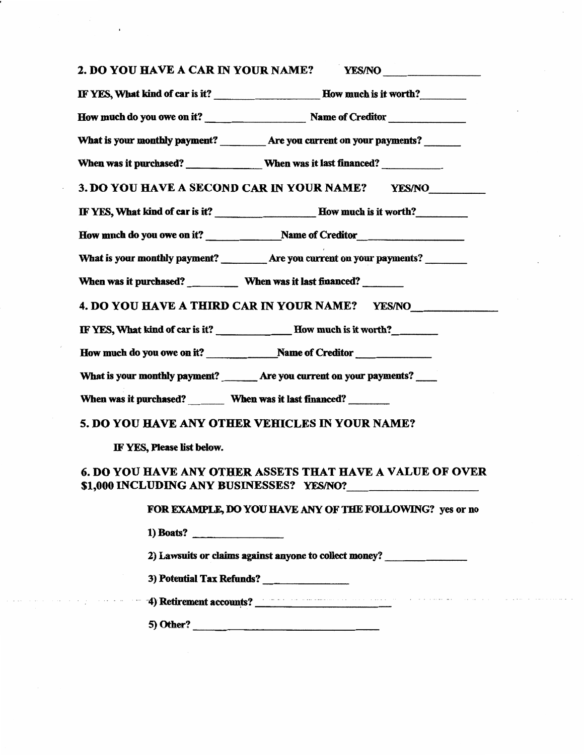**2. DO YOU HAVE A CAR IN YOUR NAME? YES/NO ______________**

**IF YES, What kind of car is it? __________________ How much is it worth?________**

**How much do you owe on it? __________________ Name of Creditor ______________**

**What is your monthly payment? ________ Are you current on your payments? ______**

**When was it purchased? _____________ When was it last financed? __________.**

**3. DO YOU HAVE A SECOND CAR IN YOUR NAME? YES/NO_________**

**IF YES, What kind of car is it? _________________ How much is it worth?_________**

**How much do you owe on it? _____________Name of Creditor__________________**

**What is your monthly payment? ________ Are you current on your payments? _______**

**When was it purchased? _________ When was it last financed? _______**

**4. DO YOU HAVE A THIRD CAR IN YOUR NAME? YES/NO_____________**

**IF YES, What kind of car is it? _____________ How much is it worth?________**

**How much do you owe on it? ____________Name of Creditor _____________**

**What is your monthly payment? ______ Are you current on your payments? ____**

**When was it purchased? ______ When was it last financed? _______**

**5. DO YOU HAVE ANY OTHER VEHICLES IN YOUR NAME?**

**IF YES, Please list below.**

**6. DO YOU HAVE ANY OTHER ASSETS THAT HAVE A VALUE OF OVER $1,000 INCLUDING ANY BUSINESSES? YES/NO?____________________**

**FOR EXAMPLE, DO YOU HAVE ANY OF THE FOLLOWING? yes or no**

**1) Boats? ________________**

**2) Lawsuits or claims against anyone to collect money? ______________**

**3) Potential Tax Refunds? _______________**

**4) Retirement accounts? ________________________**

**5) Other? _______________________________**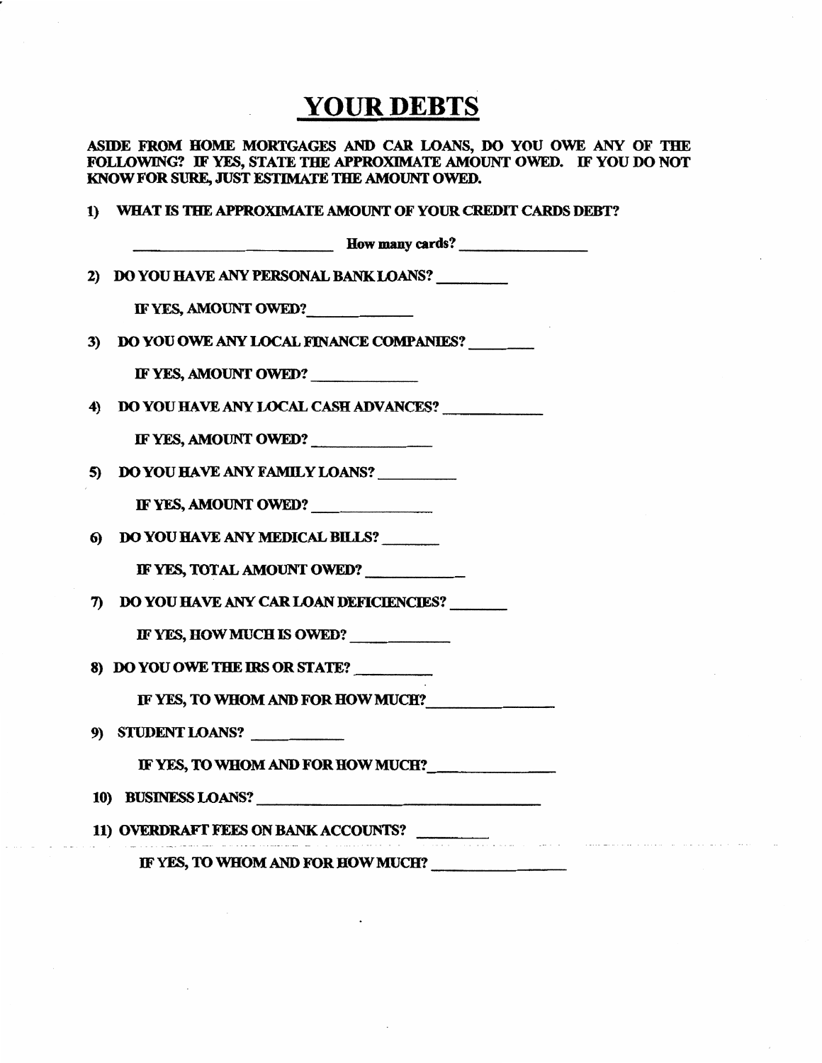# YOUR DEBTS

**ASIDE FROM HOME MORTGAGES AND CAR LOANS, DO YOU OWE ANY OF THE FOLLOWING? IF YES, STATE THE APPROXIMATE AMOUNT OWED. IF YOU DO NOT KNOW FOR SURE, JUST ESTIMATE THE AMOUNT OWED.**

**1) WHAT IS THE APPROXIMATE AMOUNT OF YOUR CREDIT CARDS DEBT?**

_________________________ **How many cards?** ________________

**2) DO YOU HAVE ANY PERSONAL BANK LOANS?** ________

**IF YES, AMOUNT OWED?** ____________

**3) DO YOU OWE ANY LOCAL FINANCE COMPANIES?** ________

**IF YES, AMOUNT OWED?** ____________

**4) DO YOU HAVE ANY LOCAL CASH ADVANCES?** ___________

**IF YES, AMOUNT OWED?** ______________

**5) DO YOU HAVE ANY FAMILY LOANS?** _________

**IF YES, AMOUNT OWED?** ______________

**6) DO YOU HAVE ANY MEDICAL BILLS?** _______

**IF YES, TOTAL AMOUNT OWED?** ____________

**7) DO YOU HAVE ANY CAR LOAN DEFICIENCIES?** _______

**IF YES, HOW MUCH IS OWED?** ___________

**8) DO YOU OWE THE IRS OR STATE?** _________

**IF YES, TO WHOM AND FOR HOW MUCH?** ______________

**9) STUDENT LOANS?** ___________

**IF YES, TO WHOM AND FOR HOW MUCH?** ______________

**10) BUSINESS LOANS?** ________________________________

**11) OVERDRAFT FEES ON BANK ACCOUNTS?** ________

**IF YES, TO WHOM AND FOR HOW MUCH?** ______________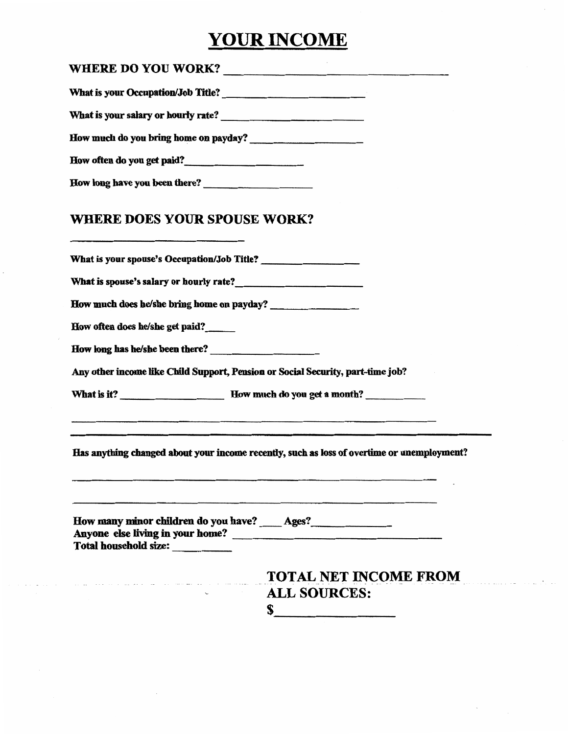# YOUR INCOME

**WHERE DO YOU WORK?** ______________________________

**What is your Occupation/Job Title?** ______________________

**What is your salary or hourly rate?** ______________________

**How much do you bring home on payday?** __________________

**How often do you get paid?** ____________________

**How long have you been there?** __________________

## WHERE DOES YOUR SPOUSE WORK?

______________________________

**What is your spouse's Occupation/Job Title?** ________________

**What is spouse's salary or hourly rate?** ______________________

**How much does he/she bring home on payday?** _______________

**How often does he/she get paid?** _____

**How long has he/she been there?** __________________

**Any other income like Child Support, Pension or Social Security, part-time job?**

**What is it?** __________________ **How much do you get a month?** __________

______________________________________________________________

______________________________________________________________

**Has anything changed about your income recently, such as loss of overtime or unemployment?**

______________________________________________________________

______________________________________________________________

**How many minor children do you have?** ____ **Ages?** ____________
**Anyone else living in your home?** ______________________________
**Total household size:** _________

**TOTAL NET INCOME FROM ALL SOURCES:**
**$** _______________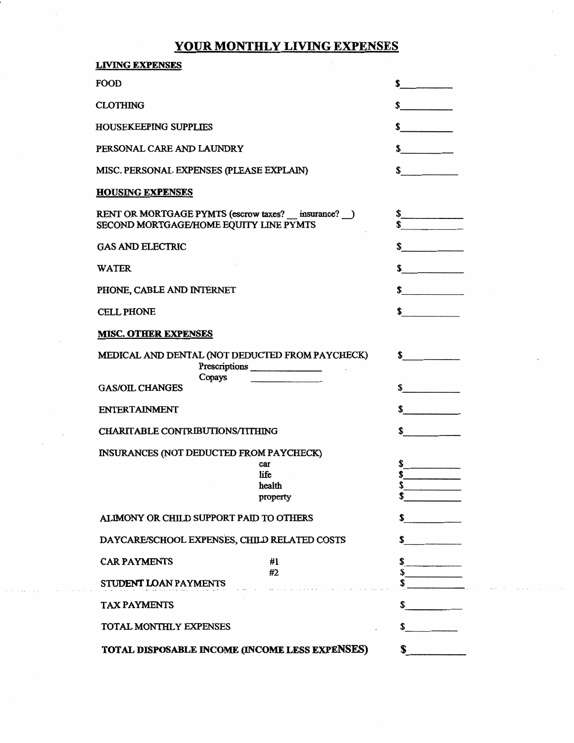# YOUR MONTHLY LIVING EXPENSES

**LIVING EXPENSES**

| | |
|---|---|
| FOOD | $\_\_\_\_\_\_\_\_ |
| CLOTHING | $\_\_\_\_\_\_\_\_ |
| HOUSEKEEPING SUPPLIES | $\_\_\_\_\_\_\_\_ |
| PERSONAL CARE AND LAUNDRY | $\_\_\_\_\_\_\_\_ |
| MISC. PERSONAL EXPENSES (PLEASE EXPLAIN) | $\_\_\_\_\_\_\_\_ |

**HOUSING EXPENSES**

| | |
|---|---|
| RENT OR MORTGAGE PYMTS (escrow taxes? \_\_ insurance? \_\_) | $\_\_\_\_\_\_\_\_ |
| SECOND MORTGAGE/HOME EQUITY LINE PYMTS | $\_\_\_\_\_\_\_\_ |
| GAS AND ELECTRIC | $\_\_\_\_\_\_\_\_ |
| WATER | $\_\_\_\_\_\_\_\_ |
| PHONE, CABLE AND INTERNET | $\_\_\_\_\_\_\_\_ |
| CELL PHONE | $\_\_\_\_\_\_\_\_ |

**MISC. OTHER EXPENSES**

| | | |
|---|---|---|
| MEDICAL AND DENTAL (NOT DEDUCTED FROM PAYCHECK) | | $\_\_\_\_\_\_\_\_ |
| | Prescriptions \_\_\_\_\_\_\_\_\_\_ | |
| | Copays \_\_\_\_\_\_\_\_\_\_ | |
| GAS/OIL CHANGES | | $\_\_\_\_\_\_\_\_ |
| ENTERTAINMENT | | $\_\_\_\_\_\_\_\_ |
| CHARITABLE CONTRIBUTIONS/TITHING | | $\_\_\_\_\_\_\_\_ |
| INSURANCES (NOT DEDUCTED FROM PAYCHECK) | | |
| | car | $\_\_\_\_\_\_\_\_ |
| | life | $\_\_\_\_\_\_\_\_ |
| | health | $\_\_\_\_\_\_\_\_ |
| | property | $\_\_\_\_\_\_\_\_ |
| ALIMONY OR CHILD SUPPORT PAID TO OTHERS | | $\_\_\_\_\_\_\_\_ |
| DAYCARE/SCHOOL EXPENSES, CHILD RELATED COSTS | | $\_\_\_\_\_\_\_\_ |
| CAR PAYMENTS | #1 | $\_\_\_\_\_\_\_\_ |
| | #2 | $\_\_\_\_\_\_\_\_ |
| STUDENT LOAN PAYMENTS | | $\_\_\_\_\_\_\_\_ |
| TAX PAYMENTS | | $\_\_\_\_\_\_\_\_ |
| TOTAL MONTHLY EXPENSES | | $\_\_\_\_\_\_\_\_ |
| **TOTAL DISPOSABLE INCOME (INCOME LESS EXPENSES)** | | **$\_\_\_\_\_\_\_\_** |